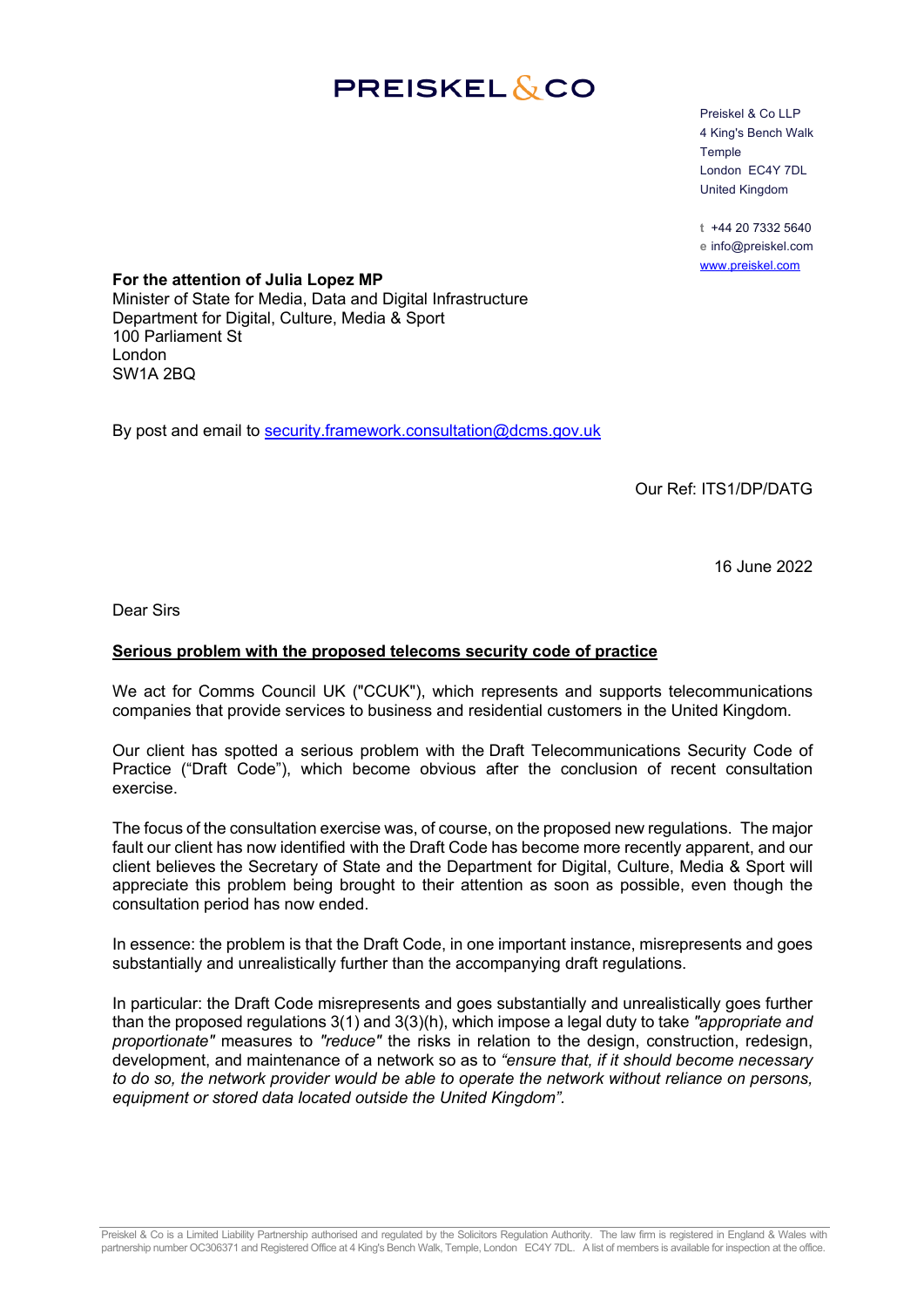# PREISKEL & CO

Preiskel & Co LLP
4 King's Bench Walk
Temple
London EC4Y 7DL
United Kingdom

t +44 20 7332 5640
e info@preiskel.com
www.preiskel.com

**For the attention of Julia Lopez MP**
Minister of State for Media, Data and Digital Infrastructure
Department for Digital, Culture, Media & Sport
100 Parliament St
London
SW1A 2BQ

By post and email to security.framework.consultation@dcms.gov.uk

Our Ref: ITS1/DP/DATG

16 June 2022

Dear Sirs

**Serious problem with the proposed telecoms security code of practice**

We act for Comms Council UK ("CCUK"), which represents and supports telecommunications companies that provide services to business and residential customers in the United Kingdom.

Our client has spotted a serious problem with the Draft Telecommunications Security Code of Practice ("Draft Code"), which become obvious after the conclusion of recent consultation exercise.

The focus of the consultation exercise was, of course, on the proposed new regulations. The major fault our client has now identified with the Draft Code has become more recently apparent, and our client believes the Secretary of State and the Department for Digital, Culture, Media & Sport will appreciate this problem being brought to their attention as soon as possible, even though the consultation period has now ended.

In essence: the problem is that the Draft Code, in one important instance, misrepresents and goes substantially and unrealistically further than the accompanying draft regulations.

In particular: the Draft Code misrepresents and goes substantially and unrealistically goes further than the proposed regulations 3(1) and 3(3)(h), which impose a legal duty to take *"appropriate and proportionate"* measures to *"reduce"* the risks in relation to the design, construction, redesign, development, and maintenance of a network so as to *"ensure that, if it should become necessary to do so, the network provider would be able to operate the network without reliance on persons, equipment or stored data located outside the United Kingdom".*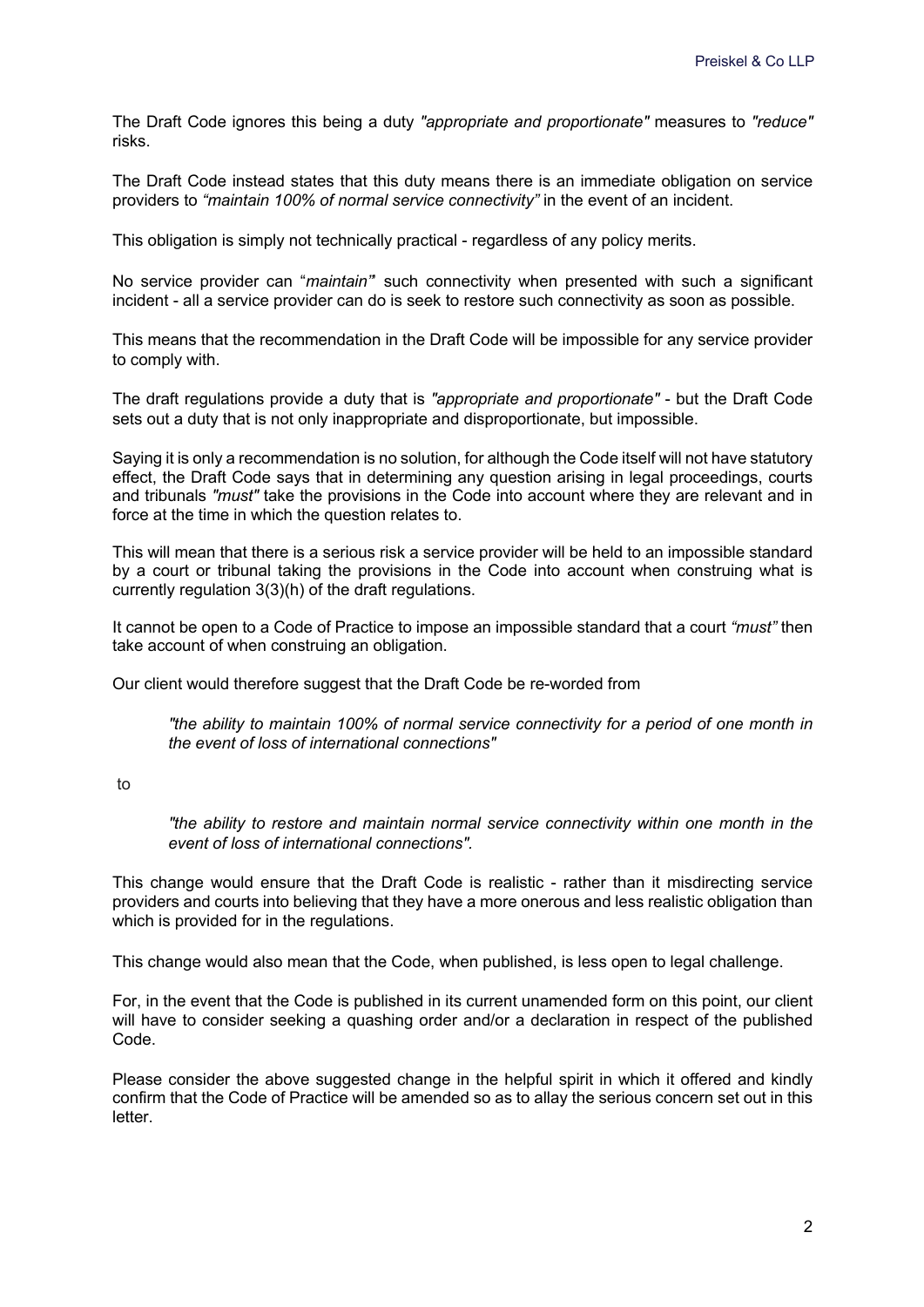The Draft Code ignores this being a duty *"appropriate and proportionate"* measures to *"reduce"* risks.

The Draft Code instead states that this duty means there is an immediate obligation on service providers to *"maintain 100% of normal service connectivity"* in the event of an incident.

This obligation is simply not technically practical - regardless of any policy merits.

No service provider can "*maintain"* such connectivity when presented with such a significant incident - all a service provider can do is seek to restore such connectivity as soon as possible.

This means that the recommendation in the Draft Code will be impossible for any service provider to comply with.

The draft regulations provide a duty that is *"appropriate and proportionate"* - but the Draft Code sets out a duty that is not only inappropriate and disproportionate, but impossible.

Saying it is only a recommendation is no solution, for although the Code itself will not have statutory effect, the Draft Code says that in determining any question arising in legal proceedings, courts and tribunals *"must"* take the provisions in the Code into account where they are relevant and in force at the time in which the question relates to.

This will mean that there is a serious risk a service provider will be held to an impossible standard by a court or tribunal taking the provisions in the Code into account when construing what is currently regulation 3(3)(h) of the draft regulations.

It cannot be open to a Code of Practice to impose an impossible standard that a court *"must"* then take account of when construing an obligation.

Our client would therefore suggest that the Draft Code be re-worded from

> *"the ability to maintain 100% of normal service connectivity for a period of one month in the event of loss of international connections"*

to

> *"the ability to restore and maintain normal service connectivity within one month in the event of loss of international connections"*.

This change would ensure that the Draft Code is realistic - rather than it misdirecting service providers and courts into believing that they have a more onerous and less realistic obligation than which is provided for in the regulations.

This change would also mean that the Code, when published, is less open to legal challenge.

For, in the event that the Code is published in its current unamended form on this point, our client will have to consider seeking a quashing order and/or a declaration in respect of the published Code.

Please consider the above suggested change in the helpful spirit in which it offered and kindly confirm that the Code of Practice will be amended so as to allay the serious concern set out in this letter.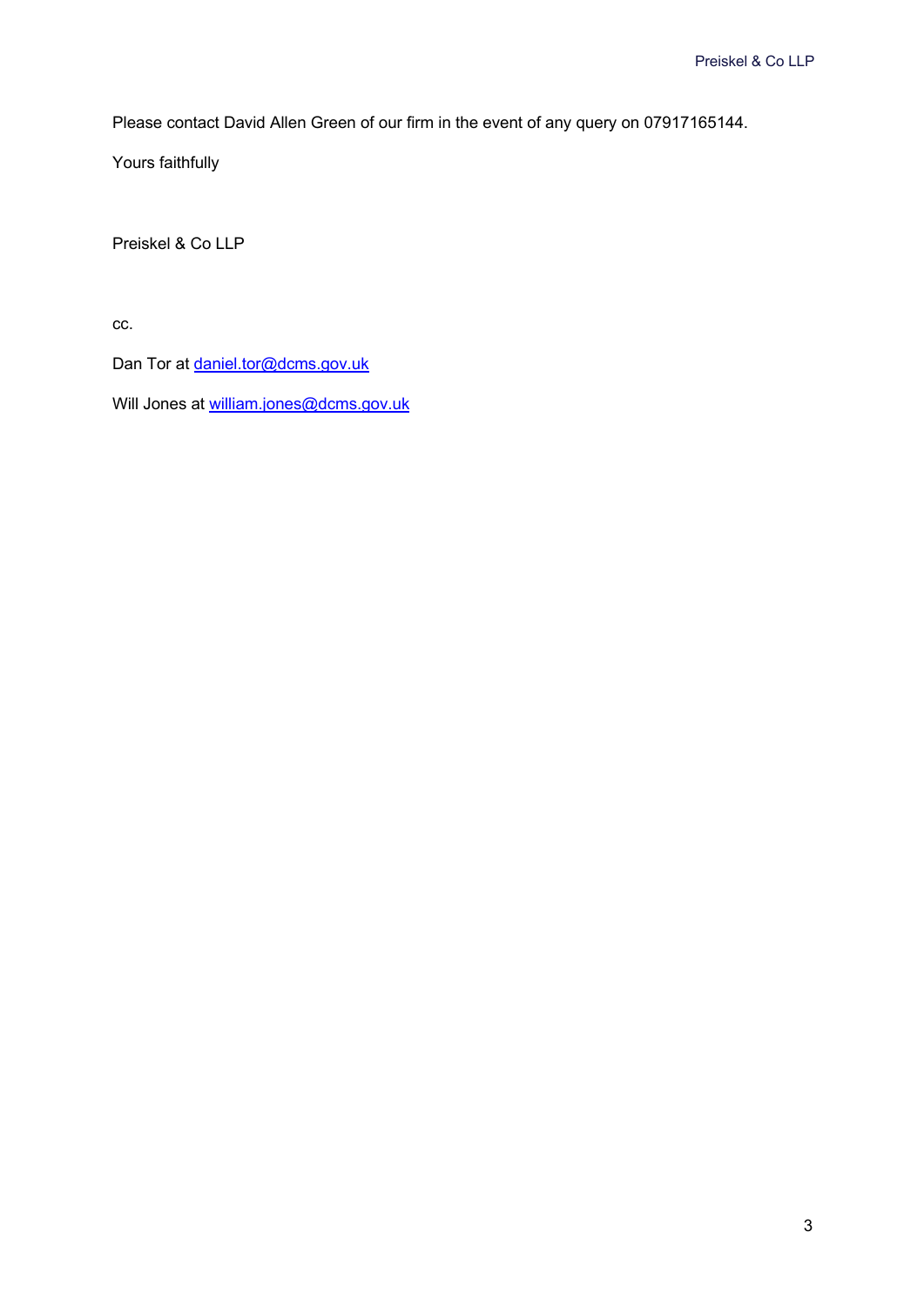Please contact David Allen Green of our firm in the event of any query on 07917165144.

Yours faithfully

Preiskel & Co LLP

cc.

Dan Tor at daniel.tor@dcms.gov.uk

Will Jones at william.jones@dcms.gov.uk